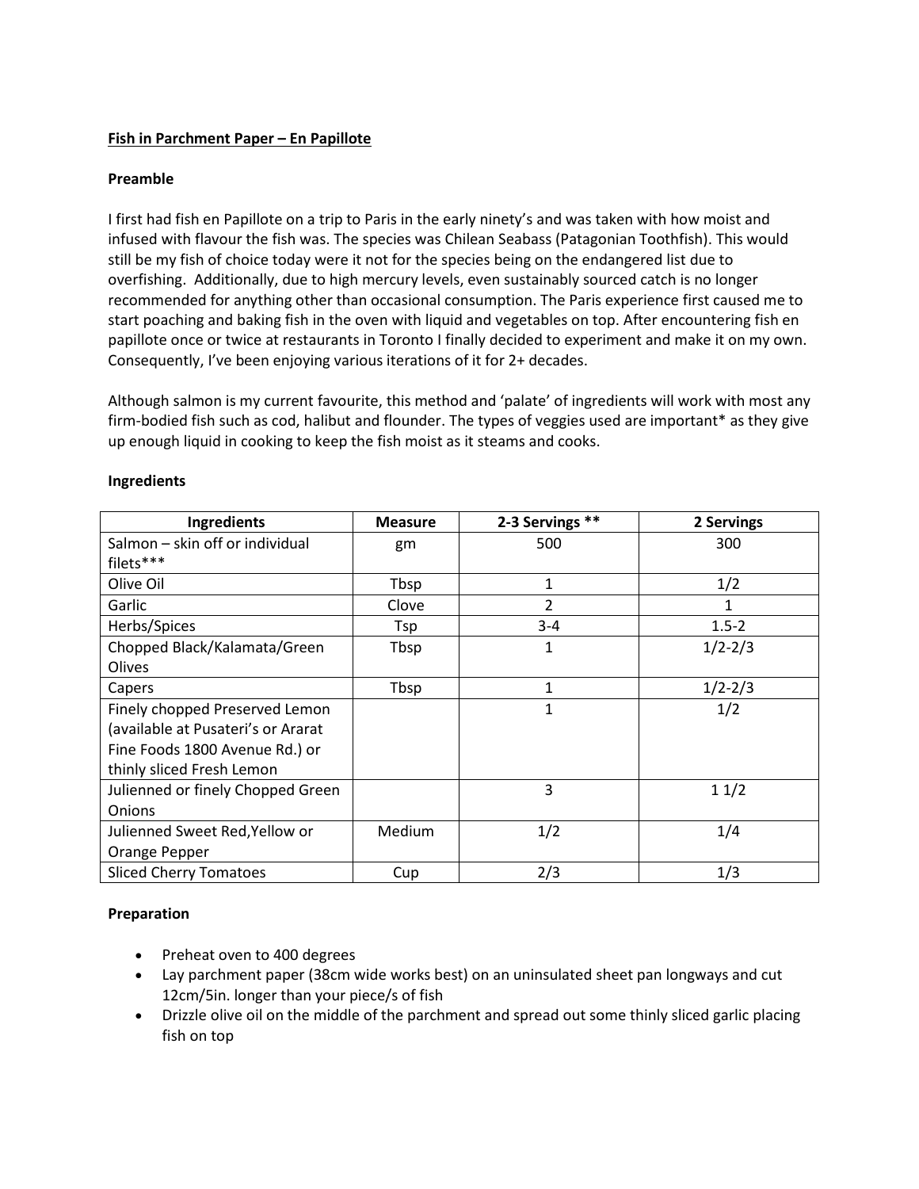**Fish in Parchment Paper – En Papillote**

**Preamble**

I first had fish en Papillote on a trip to Paris in the early ninety's and was taken with how moist and infused with flavour the fish was. The species was Chilean Seabass (Patagonian Toothfish). This would still be my fish of choice today were it not for the species being on the endangered list due to overfishing. Additionally, due to high mercury levels, even sustainably sourced catch is no longer recommended for anything other than occasional consumption. The Paris experience first caused me to start poaching and baking fish in the oven with liquid and vegetables on top. After encountering fish en papillote once or twice at restaurants in Toronto I finally decided to experiment and make it on my own. Consequently, I've been enjoying various iterations of it for 2+ decades.

Although salmon is my current favourite, this method and 'palate' of ingredients will work with most any firm-bodied fish such as cod, halibut and flounder. The types of veggies used are important* as they give up enough liquid in cooking to keep the fish moist as it steams and cooks.

**Ingredients**

| Ingredients | Measure | 2-3 Servings ** | 2 Servings |
|---|---|---|---|
| Salmon – skin off or individual filets*** | gm | 500 | 300 |
| Olive Oil | Tbsp | 1 | 1/2 |
| Garlic | Clove | 2 | 1 |
| Herbs/Spices | Tsp | 3-4 | 1.5-2 |
| Chopped Black/Kalamata/Green Olives | Tbsp | 1 | 1/2-2/3 |
| Capers | Tbsp | 1 | 1/2-2/3 |
| Finely chopped Preserved Lemon (available at Pusateri's or Ararat Fine Foods 1800 Avenue Rd.) or thinly sliced Fresh Lemon | | 1 | 1/2 |
| Julienned or finely Chopped Green Onions | | 3 | 1 1/2 |
| Julienned Sweet Red,Yellow or Orange Pepper | Medium | 1/2 | 1/4 |
| Sliced Cherry Tomatoes | Cup | 2/3 | 1/3 |

**Preparation**

- Preheat oven to 400 degrees
- Lay parchment paper (38cm wide works best) on an uninsulated sheet pan longways and cut 12cm/5in. longer than your piece/s of fish
- Drizzle olive oil on the middle of the parchment and spread out some thinly sliced garlic placing fish on top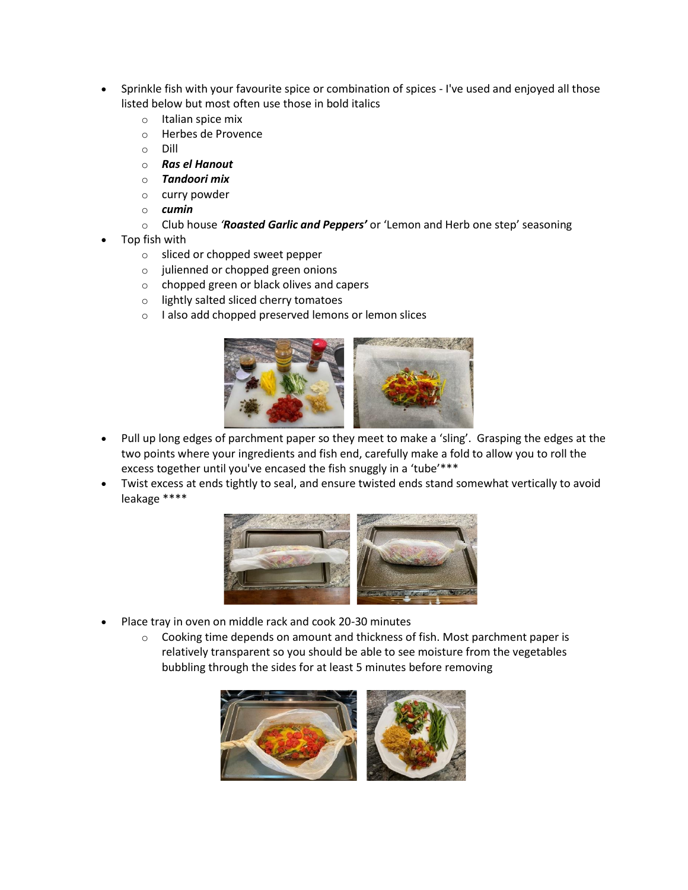- Sprinkle fish with your favourite spice or combination of spices - I've used and enjoyed all those listed below but most often use those in bold italics
    - Italian spice mix
    - Herbes de Provence
    - Dill
    - ***Ras el Hanout***
    - ***Tandoori mix***
    - curry powder
    - ***cumin***
    - Club house ***'Roasted Garlic and Peppers'*** or 'Lemon and Herb one step' seasoning
- Top fish with
    - sliced or chopped sweet pepper
    - julienned or chopped green onions
    - chopped green or black olives and capers
    - lightly salted sliced cherry tomatoes
    - I also add chopped preserved lemons or lemon slices
- Pull up long edges of parchment paper so they meet to make a 'sling'. Grasping the edges at the two points where your ingredients and fish end, carefully make a fold to allow you to roll the excess together until you've encased the fish snuggly in a 'tube'***
- Twist excess at ends tightly to seal, and ensure twisted ends stand somewhat vertically to avoid leakage ****
- Place tray in oven on middle rack and cook 20-30 minutes
    - Cooking time depends on amount and thickness of fish. Most parchment paper is relatively transparent so you should be able to see moisture from the vegetables bubbling through the sides for at least 5 minutes before removing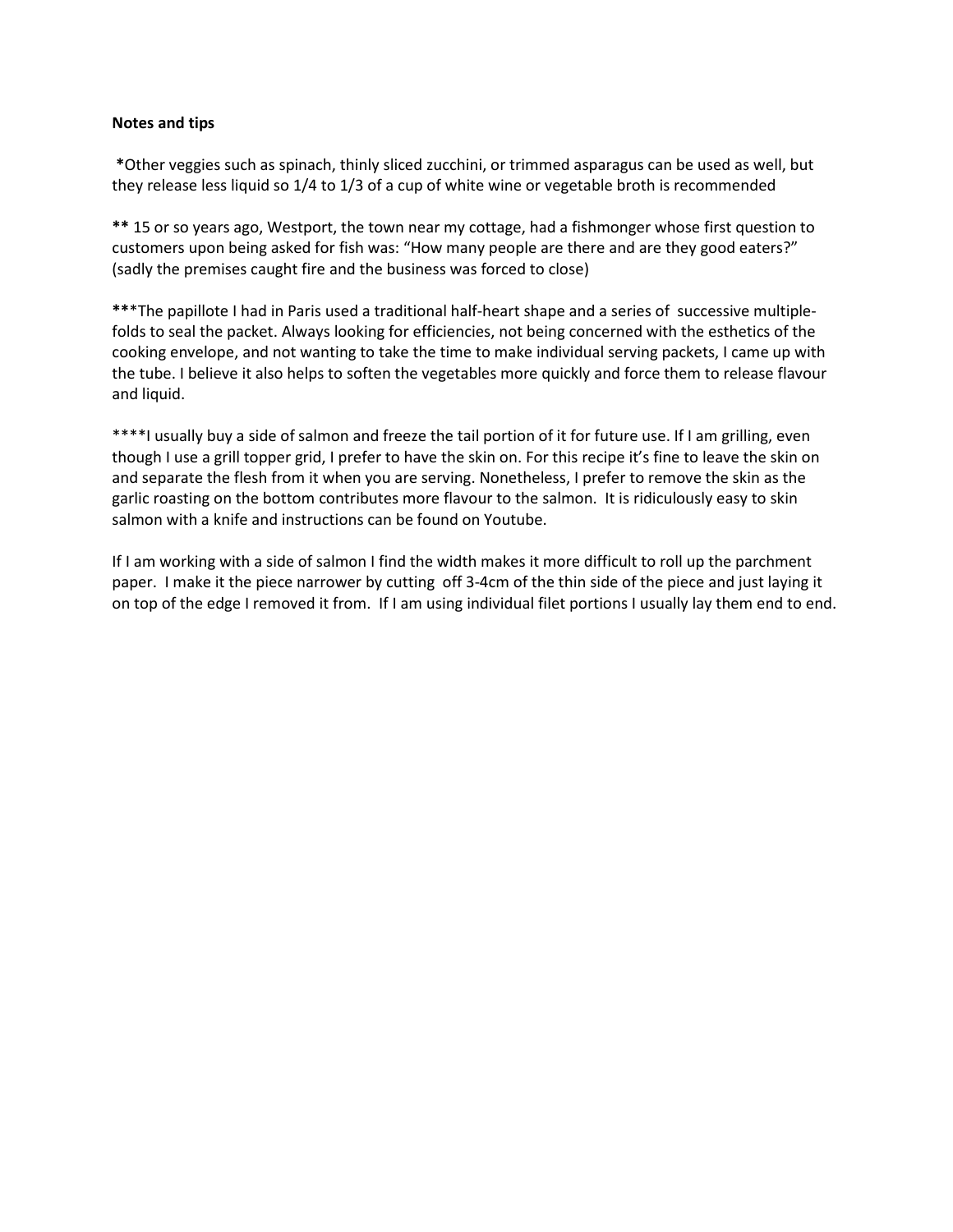**Notes and tips**

***Other veggies such as spinach, thinly sliced zucchini, or trimmed asparagus can be used as well, but they release less liquid so 1/4 to 1/3 of a cup of white wine or vegetable broth is recommended

**** 15 or so years ago, Westport, the town near my cottage, had a fishmonger whose first question to customers upon being asked for fish was: "How many people are there and are they good eaters?" (sadly the premises caught fire and the business was forced to close)

*****The papillote I had in Paris used a traditional half-heart shape and a series of successive multiple-folds to seal the packet. Always looking for efficiencies, not being concerned with the esthetics of the cooking envelope, and not wanting to take the time to make individual serving packets, I came up with the tube. I believe it also helps to soften the vegetables more quickly and force them to release flavour and liquid.

****I usually buy a side of salmon and freeze the tail portion of it for future use. If I am grilling, even though I use a grill topper grid, I prefer to have the skin on. For this recipe it's fine to leave the skin on and separate the flesh from it when you are serving. Nonetheless, I prefer to remove the skin as the garlic roasting on the bottom contributes more flavour to the salmon. It is ridiculously easy to skin salmon with a knife and instructions can be found on Youtube.

If I am working with a side of salmon I find the width makes it more difficult to roll up the parchment paper. I make it the piece narrower by cutting off 3-4cm of the thin side of the piece and just laying it on top of the edge I removed it from. If I am using individual filet portions I usually lay them end to end.